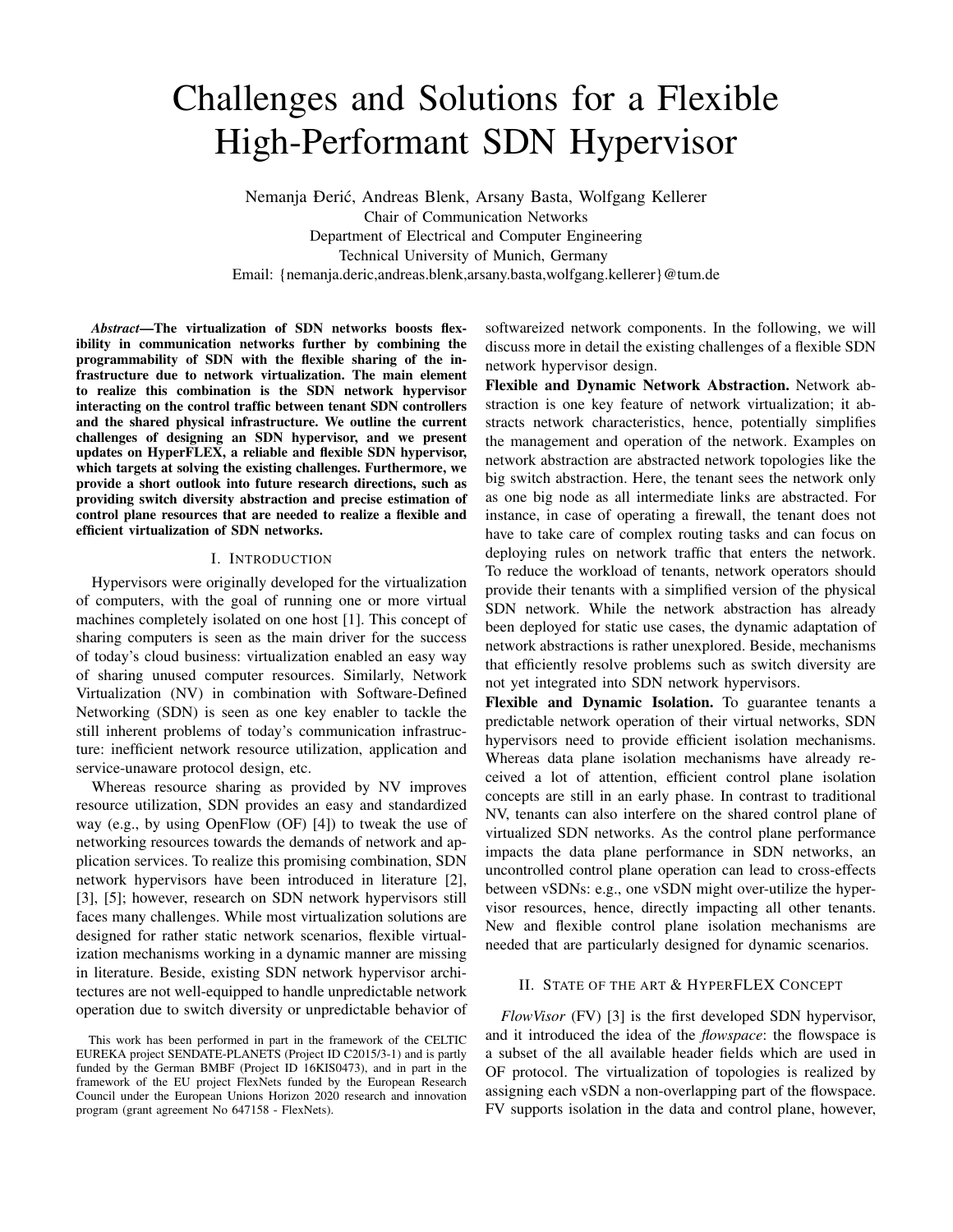# Challenges and Solutions for a Flexible High-Performant SDN Hypervisor

Nemanja Đerić, Andreas Blenk, Arsany Basta, Wolfgang Kellerer
Chair of Communication Networks
Department of Electrical and Computer Engineering
Technical University of Munich, Germany
Email: {nemanja.deric,andreas.blenk,arsany.basta,wolfgang.kellerer}@tum.de

***Abstract*—The virtualization of SDN networks boosts flexibility in communication networks further by combining the programmability of SDN with the flexible sharing of the infrastructure due to network virtualization. The main element to realize this combination is the SDN network hypervisor interacting on the control traffic between tenant SDN controllers and the shared physical infrastructure. We outline the current challenges of designing an SDN hypervisor, and we present updates on HyperFLEX, a reliable and flexible SDN hypervisor, which targets at solving the existing challenges. Furthermore, we provide a short outlook into future research directions, such as providing switch diversity abstraction and precise estimation of control plane resources that are needed to realize a flexible and efficient virtualization of SDN networks.**

## I. Introduction

Hypervisors were originally developed for the virtualization of computers, with the goal of running one or more virtual machines completely isolated on one host [1]. This concept of sharing computers is seen as the main driver for the success of today's cloud business: virtualization enabled an easy way of sharing unused computer resources. Similarly, Network Virtualization (NV) in combination with Software-Defined Networking (SDN) is seen as one key enabler to tackle the still inherent problems of today's communication infrastructure: inefficient network resource utilization, application and service-unaware protocol design, etc.

Whereas resource sharing as provided by NV improves resource utilization, SDN provides an easy and standardized way (e.g., by using OpenFlow (OF) [4]) to tweak the use of networking resources towards the demands of network and application services. To realize this promising combination, SDN network hypervisors have been introduced in literature [2], [3], [5]; however, research on SDN network hypervisors still faces many challenges. While most virtualization solutions are designed for rather static network scenarios, flexible virtualization mechanisms working in a dynamic manner are missing in literature. Beside, existing SDN network hypervisor architectures are not well-equipped to handle unpredictable network operation due to switch diversity or unpredictable behavior of softwareized network components. In the following, we will discuss more in detail the existing challenges of a flexible SDN network hypervisor design.

**Flexible and Dynamic Network Abstraction.** Network abstraction is one key feature of network virtualization; it abstracts network characteristics, hence, potentially simplifies the management and operation of the network. Examples on network abstraction are abstracted network topologies like the big switch abstraction. Here, the tenant sees the network only as one big node as all intermediate links are abstracted. For instance, in case of operating a firewall, the tenant does not have to take care of complex routing tasks and can focus on deploying rules on network traffic that enters the network. To reduce the workload of tenants, network operators should provide their tenants with a simplified version of the physical SDN network. While the network abstraction has already been deployed for static use cases, the dynamic adaptation of network abstractions is rather unexplored. Beside, mechanisms that efficiently resolve problems such as switch diversity are not yet integrated into SDN network hypervisors.

**Flexible and Dynamic Isolation.** To guarantee tenants a predictable network operation of their virtual networks, SDN hypervisors need to provide efficient isolation mechanisms. Whereas data plane isolation mechanisms have already received a lot of attention, efficient control plane isolation concepts are still in an early phase. In contrast to traditional NV, tenants can also interfere on the shared control plane of virtualized SDN networks. As the control plane performance impacts the data plane performance in SDN networks, an uncontrolled control plane operation can lead to cross-effects between vSDNs: e.g., one vSDN might over-utilize the hypervisor resources, hence, directly impacting all other tenants. New and flexible control plane isolation mechanisms are needed that are particularly designed for dynamic scenarios.

## II. State of the Art & HyperFLEX Concept

*FlowVisor* (FV) [3] is the first developed SDN hypervisor, and it introduced the idea of the *flowspace*: the flowspace is a subset of the all available header fields which are used in OF protocol. The virtualization of topologies is realized by assigning each vSDN a non-overlapping part of the flowspace. FV supports isolation in the data and control plane, however,

This work has been performed in part in the framework of the CELTIC EUREKA project SENDATE-PLANETS (Project ID C2015/3-1) and is partly funded by the German BMBF (Project ID 16KIS0473), and in part in the framework of the EU project FlexNets funded by the European Research Council under the European Unions Horizon 2020 research and innovation program (grant agreement No 647158 - FlexNets).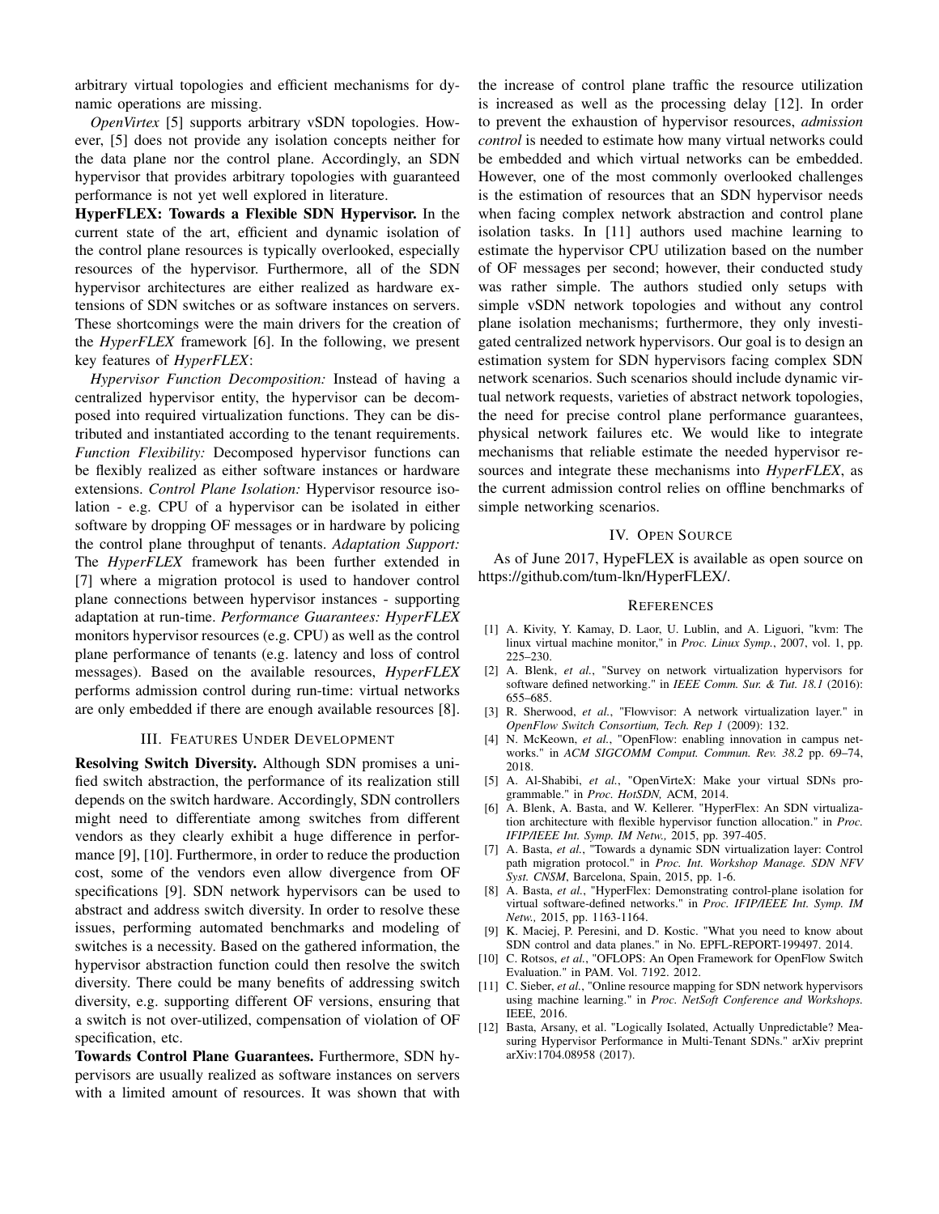arbitrary virtual topologies and efficient mechanisms for dynamic operations are missing.

*OpenVirtex* [5] supports arbitrary vSDN topologies. However, [5] does not provide any isolation concepts neither for the data plane nor the control plane. Accordingly, an SDN hypervisor that provides arbitrary topologies with guaranteed performance is not yet well explored in literature.

**HyperFLEX: Towards a Flexible SDN Hypervisor.** In the current state of the art, efficient and dynamic isolation of the control plane resources is typically overlooked, especially resources of the hypervisor. Furthermore, all of the SDN hypervisor architectures are either realized as hardware extensions of SDN switches or as software instances on servers. These shortcomings were the main drivers for the creation of the *HyperFLEX* framework [6]. In the following, we present key features of *HyperFLEX*:

*Hypervisor Function Decomposition:* Instead of having a centralized hypervisor entity, the hypervisor can be decomposed into required virtualization functions. They can be distributed and instantiated according to the tenant requirements. *Function Flexibility:* Decomposed hypervisor functions can be flexibly realized as either software instances or hardware extensions. *Control Plane Isolation:* Hypervisor resource isolation - e.g. CPU of a hypervisor can be isolated in either software by dropping OF messages or in hardware by policing the control plane throughput of tenants. *Adaptation Support:* The *HyperFLEX* framework has been further extended in [7] where a migration protocol is used to handover control plane connections between hypervisor instances - supporting adaptation at run-time. *Performance Guarantees: HyperFLEX* monitors hypervisor resources (e.g. CPU) as well as the control plane performance of tenants (e.g. latency and loss of control messages). Based on the available resources, *HyperFLEX* performs admission control during run-time: virtual networks are only embedded if there are enough available resources [8].

## III. Features Under Development

**Resolving Switch Diversity.** Although SDN promises a unified switch abstraction, the performance of its realization still depends on the switch hardware. Accordingly, SDN controllers might need to differentiate among switches from different vendors as they clearly exhibit a huge difference in performance [9], [10]. Furthermore, in order to reduce the production cost, some of the vendors even allow divergence from OF specifications [9]. SDN network hypervisors can be used to abstract and address switch diversity. In order to resolve these issues, performing automated benchmarks and modeling of switches is a necessity. Based on the gathered information, the hypervisor abstraction function could then resolve the switch diversity. There could be many benefits of addressing switch diversity, e.g. supporting different OF versions, ensuring that a switch is not over-utilized, compensation of violation of OF specification, etc.

**Towards Control Plane Guarantees.** Furthermore, SDN hypervisors are usually realized as software instances on servers with a limited amount of resources. It was shown that with the increase of control plane traffic the resource utilization is increased as well as the processing delay [12]. In order to prevent the exhaustion of hypervisor resources, *admission control* is needed to estimate how many virtual networks could be embedded and which virtual networks can be embedded. However, one of the most commonly overlooked challenges is the estimation of resources that an SDN hypervisor needs when facing complex network abstraction and control plane isolation tasks. In [11] authors used machine learning to estimate the hypervisor CPU utilization based on the number of OF messages per second; however, their conducted study was rather simple. The authors studied only setups with simple vSDN network topologies and without any control plane isolation mechanisms; furthermore, they only investigated centralized network hypervisors. Our goal is to design an estimation system for SDN hypervisors facing complex SDN network scenarios. Such scenarios should include dynamic virtual network requests, varieties of abstract network topologies, the need for precise control plane performance guarantees, physical network failures etc. We would like to integrate mechanisms that reliable estimate the needed hypervisor resources and integrate these mechanisms into *HyperFLEX*, as the current admission control relies on offline benchmarks of simple networking scenarios.

## IV. Open Source

As of June 2017, HypeFLEX is available as open source on https://github.com/tum-lkn/HyperFLEX/.

## References

[1] A. Kivity, Y. Kamay, D. Laor, U. Lublin, and A. Liguori, "kvm: The linux virtual machine monitor," in *Proc. Linux Symp.*, 2007, vol. 1, pp. 225–230.

[2] A. Blenk, *et al.*, "Survey on network virtualization hypervisors for software defined networking." in *IEEE Comm. Sur. & Tut. 18.1* (2016): 655–685.

[3] R. Sherwood, *et al.*, "Flowvisor: A network virtualization layer." in *OpenFlow Switch Consortium, Tech. Rep 1* (2009): 132.

[4] N. McKeown, *et al.*, "OpenFlow: enabling innovation in campus networks." in *ACM SIGCOMM Comput. Commun. Rev. 38.2* pp. 69–74, 2018.

[5] A. Al-Shabibi, *et al.*, "OpenVirteX: Make your virtual SDNs programmable." in *Proc. HotSDN,* ACM, 2014.

[6] A. Blenk, A. Basta, and W. Kellerer. "HyperFlex: An SDN virtualization architecture with flexible hypervisor function allocation." in *Proc. IFIP/IEEE Int. Symp. IM Netw.,* 2015, pp. 397-405.

[7] A. Basta, *et al.*, "Towards a dynamic SDN virtualization layer: Control path migration protocol." in *Proc. Int. Workshop Manage. SDN NFV Syst. CNSM*, Barcelona, Spain, 2015, pp. 1-6.

[8] A. Basta, *et al.*, "HyperFlex: Demonstrating control-plane isolation for virtual software-defined networks." in *Proc. IFIP/IEEE Int. Symp. IM Netw.,* 2015, pp. 1163-1164.

[9] K. Maciej, P. Peresini, and D. Kostic. "What you need to know about SDN control and data planes." in No. EPFL-REPORT-199497. 2014.

[10] C. Rotsos, *et al.*, "OFLOPS: An Open Framework for OpenFlow Switch Evaluation." in PAM. Vol. 7192. 2012.

[11] C. Sieber, *et al.*, "Online resource mapping for SDN network hypervisors using machine learning." in *Proc. NetSoft Conference and Workshops.* IEEE, 2016.

[12] Basta, Arsany, et al. "Logically Isolated, Actually Unpredictable? Measuring Hypervisor Performance in Multi-Tenant SDNs." arXiv preprint arXiv:1704.08958 (2017).